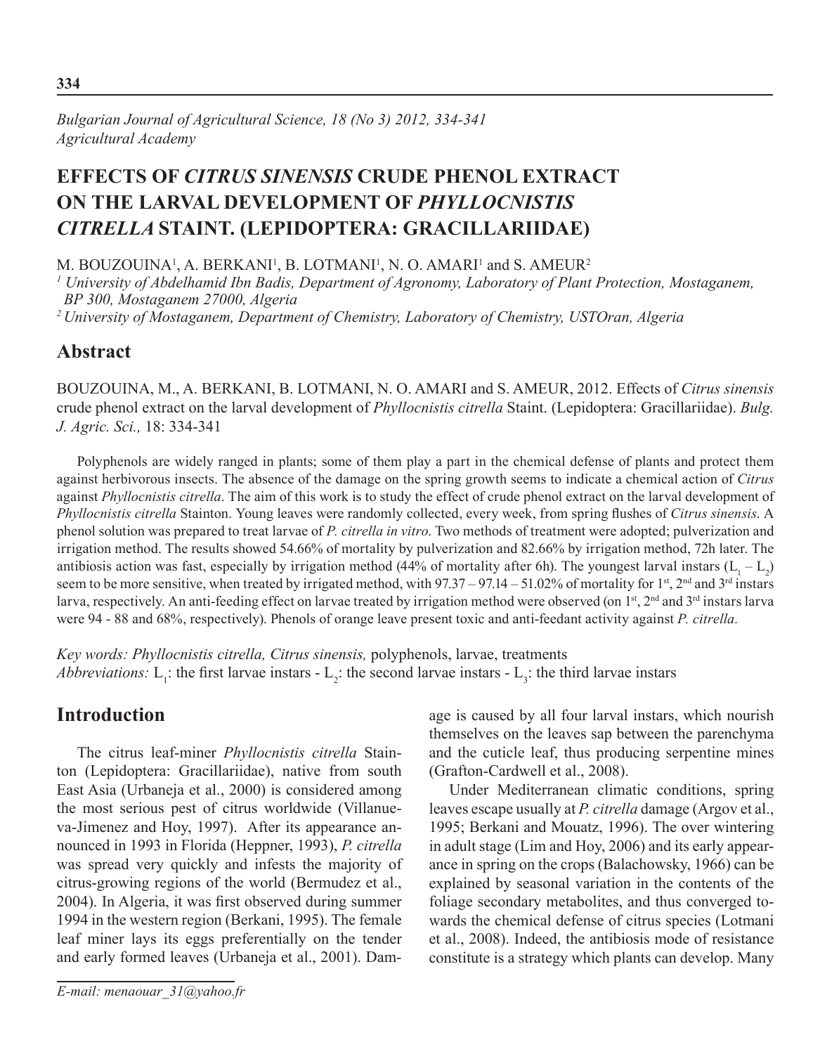*Bulgarian Journal of Agricultural Science, 18 (No 3) 2012, 334-341*
*Agricultural Academy*

# EFFECTS OF *CITRUS SINENSIS* CRUDE PHENOL EXTRACT ON THE LARVAL DEVELOPMENT OF *PHYLLOCNISTIS CITRELLA* STAINT. (LEPIDOPTERA: GRACILLARIIDAE)

M. BOUZOUINA[1], A. BERKANI[1], B. LOTMANI[1], N. O. AMARI[1] and S. AMEUR[2]

[1] *University of Abdelhamid Ibn Badis, Department of Agronomy, Laboratory of Plant Protection, Mostaganem, BP 300, Mostaganem 27000, Algeria*

[2] *University of Mostaganem, Department of Chemistry, Laboratory of Chemistry, USTOran, Algeria*

## Abstract

BOUZOUINA, M., A. BERKANI, B. LOTMANI, N. O. AMARI and S. AMEUR, 2012. Effects of *Citrus sinensis* crude phenol extract on the larval development of *Phyllocnistis citrella* Staint. (Lepidoptera: Gracillariidae). *Bulg. J. Agric. Sci.,* 18: 334-341

Polyphenols are widely ranged in plants; some of them play a part in the chemical defense of plants and protect them against herbivorous insects. The absence of the damage on the spring growth seems to indicate a chemical action of *Citrus* against *Phyllocnistis citrella*. The aim of this work is to study the effect of crude phenol extract on the larval development of *Phyllocnistis citrella* Stainton. Young leaves were randomly collected, every week, from spring flushes of *Citrus sinensis*. A phenol solution was prepared to treat larvae of *P. citrella in vitro*. Two methods of treatment were adopted; pulverization and irrigation method. The results showed 54.66% of mortality by pulverization and 82.66% by irrigation method, 72h later. The antibiosis action was fast, especially by irrigation method (44% of mortality after 6h). The youngest larval instars ($L_1$ – $L_2$) seem to be more sensitive, when treated by irrigated method, with 97.37 – 97.14 – 51.02% of mortality for 1st, 2nd and 3rd instars larva, respectively. An anti-feeding effect on larvae treated by irrigation method were observed (on 1st, 2nd and 3rd instars larva were 94 - 88 and 68%, respectively). Phenols of orange leave present toxic and anti-feedant activity against *P. citrella*.

*Key words: Phyllocnistis citrella, Citrus sinensis,* polyphenols, larvae, treatments
*Abbreviations:* $L_1$: the first larvae instars - $L_2$: the second larvae instars - $L_3$: the third larvae instars

## Introduction

The citrus leaf-miner *Phyllocnistis citrella* Stainton (Lepidoptera: Gracillariidae), native from south East Asia (Urbaneja et al., 2000) is considered among the most serious pest of citrus worldwide (Villanueva-Jimenez and Hoy, 1997). After its appearance announced in 1993 in Florida (Heppner, 1993), *P. citrella* was spread very quickly and infests the majority of citrus-growing regions of the world (Bermudez et al., 2004). In Algeria, it was first observed during summer 1994 in the western region (Berkani, 1995). The female leaf miner lays its eggs preferentially on the tender and early formed leaves (Urbaneja et al., 2001). Damage is caused by all four larval instars, which nourish themselves on the leaves sap between the parenchyma and the cuticle leaf, thus producing serpentine mines (Grafton-Cardwell et al., 2008).

Under Mediterranean climatic conditions, spring leaves escape usually at *P. citrella* damage (Argov et al., 1995; Berkani and Mouatz, 1996). The over wintering in adult stage (Lim and Hoy, 2006) and its early appearance in spring on the crops (Balachowsky, 1966) can be explained by seasonal variation in the contents of the foliage secondary metabolites, and thus converged towards the chemical defense of citrus species (Lotmani et al., 2008). Indeed, the antibiosis mode of resistance constitute is a strategy which plants can develop. Many

*E-mail: menaouar_31@yahoo.fr*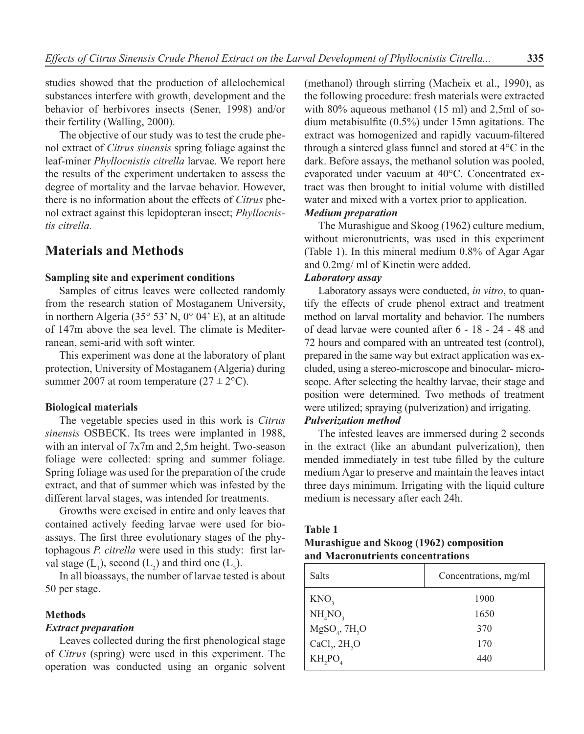studies showed that the production of allelochemical substances interfere with growth, development and the behavior of herbivores insects (Sener, 1998) and/or their fertility (Walling, 2000).

The objective of our study was to test the crude phenol extract of *Citrus sinensis* spring foliage against the leaf-miner *Phyllocnistis citrella* larvae. We report here the results of the experiment undertaken to assess the degree of mortality and the larvae behavior. However, there is no information about the effects of *Citrus* phenol extract against this lepidopteran insect; *Phyllocnistis citrella.*

## Materials and Methods

### Sampling site and experiment conditions

Samples of citrus leaves were collected randomly from the research station of Mostaganem University, in northern Algeria (35° 53' N, 0° 04' E), at an altitude of 147m above the sea level. The climate is Mediterranean, semi-arid with soft winter.

This experiment was done at the laboratory of plant protection, University of Mostaganem (Algeria) during summer 2007 at room temperature (27 ± 2°C).

### Biological materials

The vegetable species used in this work is *Citrus sinensis* OSBECK. Its trees were implanted in 1988, with an interval of 7x7m and 2,5m height. Two-season foliage were collected: spring and summer foliage. Spring foliage was used for the preparation of the crude extract, and that of summer which was infested by the different larval stages, was intended for treatments.

Growths were excised in entire and only leaves that contained actively feeding larvae were used for bioassays. The first three evolutionary stages of the phytophagous *P. citrella* were used in this study: first larval stage ($L_1$), second ($L_2$) and third one ($L_3$).

In all bioassays, the number of larvae tested is about 50 per stage.

### Methods

#### *Extract preparation*

Leaves collected during the first phenological stage of *Citrus* (spring) were used in this experiment. The operation was conducted using an organic solvent (methanol) through stirring (Macheix et al., 1990), as the following procedure: fresh materials were extracted with 80% aqueous methanol (15 ml) and 2,5ml of sodium metabisulfite (0.5%) under 15mn agitations. The extract was homogenized and rapidly vacuum-filtered through a sintered glass funnel and stored at 4°C in the dark. Before assays, the methanol solution was pooled, evaporated under vacuum at 40°C. Concentrated extract was then brought to initial volume with distilled water and mixed with a vortex prior to application.

#### *Medium preparation*

The Murashigue and Skoog (1962) culture medium, without micronutrients, was used in this experiment (Table 1). In this mineral medium 0.8% of Agar Agar and 0.2mg/ ml of Kinetin were added.

#### *Laboratory assay*

Laboratory assays were conducted, *in vitro*, to quantify the effects of crude phenol extract and treatment method on larval mortality and behavior. The numbers of dead larvae were counted after 6 - 18 - 24 - 48 and 72 hours and compared with an untreated test (control), prepared in the same way but extract application was excluded, using a stereo-microscope and binocular- microscope. After selecting the healthy larvae, their stage and position were determined. Two methods of treatment were utilized; spraying (pulverization) and irrigating.

#### *Pulverization method*

The infested leaves are immersed during 2 seconds in the extract (like an abundant pulverization), then mended immediately in test tube filled by the culture medium Agar to preserve and maintain the leaves intact three days minimum. Irrigating with the liquid culture medium is necessary after each 24h.

**Table 1**
**Murashigue and Skoog (1962) composition and Macronutrients concentrations**

| Salts | Concentrations, mg/ml |
|---|---|
| $KNO_3$ | 1900 |
| $NH_4NO_3$ | 1650 |
| $MgSO_4$, $7H_2O$ | 370 |
| $CaCl_2$, $2H_2O$ | 170 |
| $KH_2PO_4$ | 440 |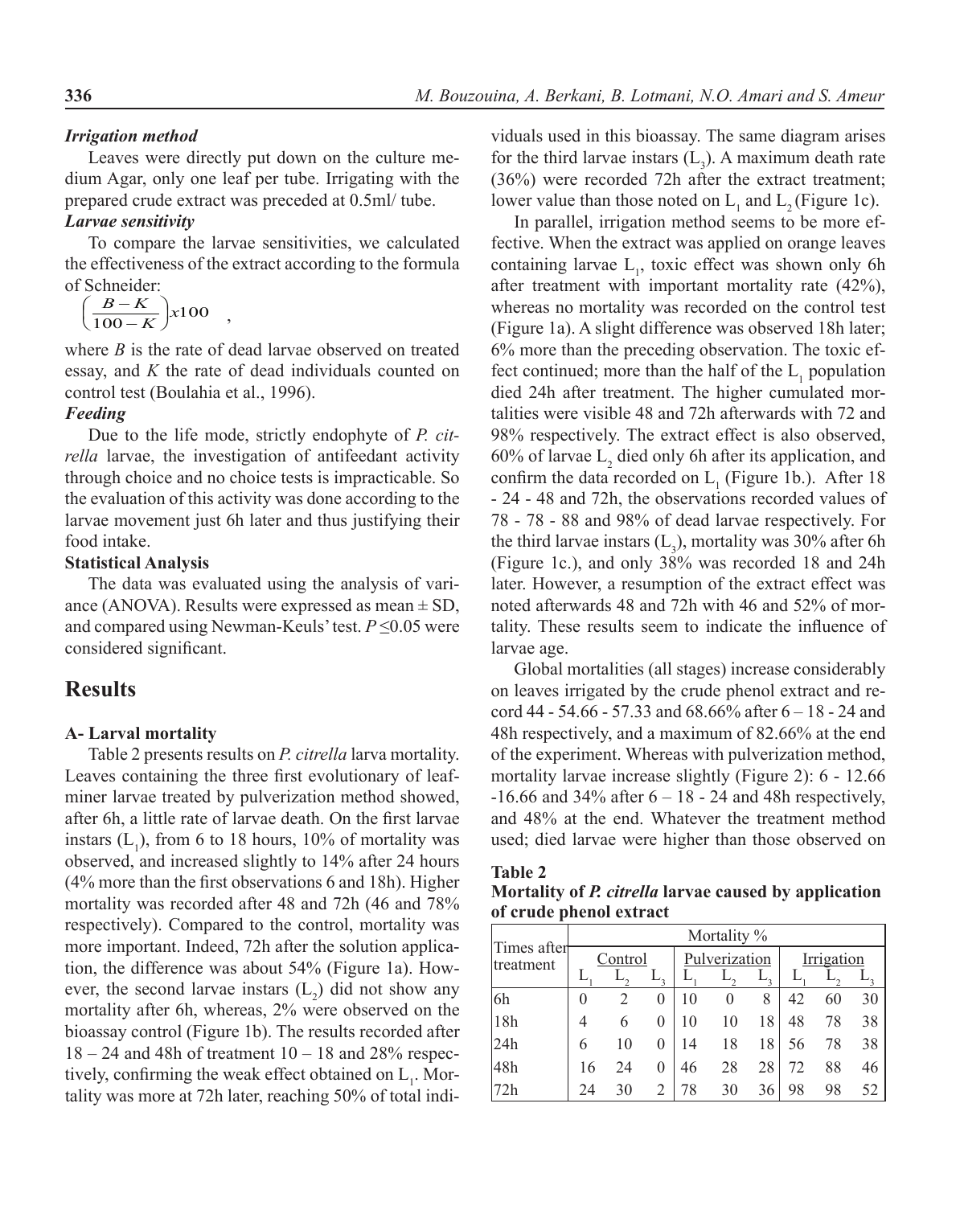### *Irrigation method*

Leaves were directly put down on the culture medium Agar, only one leaf per tube. Irrigating with the prepared crude extract was preceded at 0.5ml/ tube.

### *Larvae sensitivity*

To compare the larvae sensitivities, we calculated the effectiveness of the extract according to the formula of Schneider:

$$\left(\frac{B-K}{100-K}\right)x100 \quad ,$$

where *B* is the rate of dead larvae observed on treated essay, and *K* the rate of dead individuals counted on control test (Boulahia et al., 1996).

### *Feeding*

Due to the life mode, strictly endophyte of *P. citrella* larvae, the investigation of antifeedant activity through choice and no choice tests is impracticable. So the evaluation of this activity was done according to the larvae movement just 6h later and thus justifying their food intake.

### Statistical Analysis

The data was evaluated using the analysis of variance (ANOVA). Results were expressed as mean ± SD, and compared using Newman-Keuls' test. $P \leq 0.05$ were considered significant.

## Results

### A- Larval mortality

Table 2 presents results on *P. citrella* larva mortality. Leaves containing the three first evolutionary of leafminer larvae treated by pulverization method showed, after 6h, a little rate of larvae death. On the first larvae instars ($L_1$), from 6 to 18 hours, 10% of mortality was observed, and increased slightly to 14% after 24 hours (4% more than the first observations 6 and 18h). Higher mortality was recorded after 48 and 72h (46 and 78% respectively). Compared to the control, mortality was more important. Indeed, 72h after the solution application, the difference was about 54% (Figure 1a). However, the second larvae instars ($L_2$) did not show any mortality after 6h, whereas, 2% were observed on the bioassay control (Figure 1b). The results recorded after 18 – 24 and 48h of treatment 10 – 18 and 28% respectively, confirming the weak effect obtained on $L_1$. Mortality was more at 72h later, reaching 50% of total individuals used in this bioassay. The same diagram arises for the third larvae instars ($L_3$). A maximum death rate (36%) were recorded 72h after the extract treatment; lower value than those noted on $L_1$ and $L_2$ (Figure 1c).

In parallel, irrigation method seems to be more effective. When the extract was applied on orange leaves containing larvae $L_1$, toxic effect was shown only 6h after treatment with important mortality rate (42%), whereas no mortality was recorded on the control test (Figure 1a). A slight difference was observed 18h later; 6% more than the preceding observation. The toxic effect continued; more than the half of the $L_1$ population died 24h after treatment. The higher cumulated mortalities were visible 48 and 72h afterwards with 72 and 98% respectively. The extract effect is also observed, 60% of larvae $L_2$ died only 6h after its application, and confirm the data recorded on $L_1$ (Figure 1b.). After 18 - 24 - 48 and 72h, the observations recorded values of 78 - 78 - 88 and 98% of dead larvae respectively. For the third larvae instars ($L_3$), mortality was 30% after 6h (Figure 1c.), and only 38% was recorded 18 and 24h later. However, a resumption of the extract effect was noted afterwards 48 and 72h with 46 and 52% of mortality. These results seem to indicate the influence of larvae age.

Global mortalities (all stages) increase considerably on leaves irrigated by the crude phenol extract and record 44 - 54.66 - 57.33 and 68.66% after 6 – 18 - 24 and 48h respectively, and a maximum of 82.66% at the end of the experiment. Whereas with pulverization method, mortality larvae increase slightly (Figure 2): 6 - 12.66 -16.66 and 34% after 6 – 18 - 24 and 48h respectively, and 48% at the end. Whatever the treatment method used; died larvae were higher than those observed on

**Table 2**
**Mortality of *P. citrella* larvae caused by application of crude phenol extract**

| Times after treatment | Mortality % | | | | | | | | |
|---|---|---|---|---|---|---|---|---|---|
| | Control | | | Pulverization | | | Irrigation | | |
| | $L_1$ | $L_2$ | $L_3$ | $L_1$ | $L_2$ | $L_3$ | $L_1$ | $L_2$ | $L_3$ |
| 6h | 0 | 2 | 0 | 10 | 0 | 8 | 42 | 60 | 30 |
| 18h | 4 | 6 | 0 | 10 | 10 | 18 | 48 | 78 | 38 |
| 24h | 6 | 10 | 0 | 14 | 18 | 18 | 56 | 78 | 38 |
| 48h | 16 | 24 | 0 | 46 | 28 | 28 | 72 | 88 | 46 |
| 72h | 24 | 30 | 2 | 78 | 30 | 36 | 98 | 98 | 52 |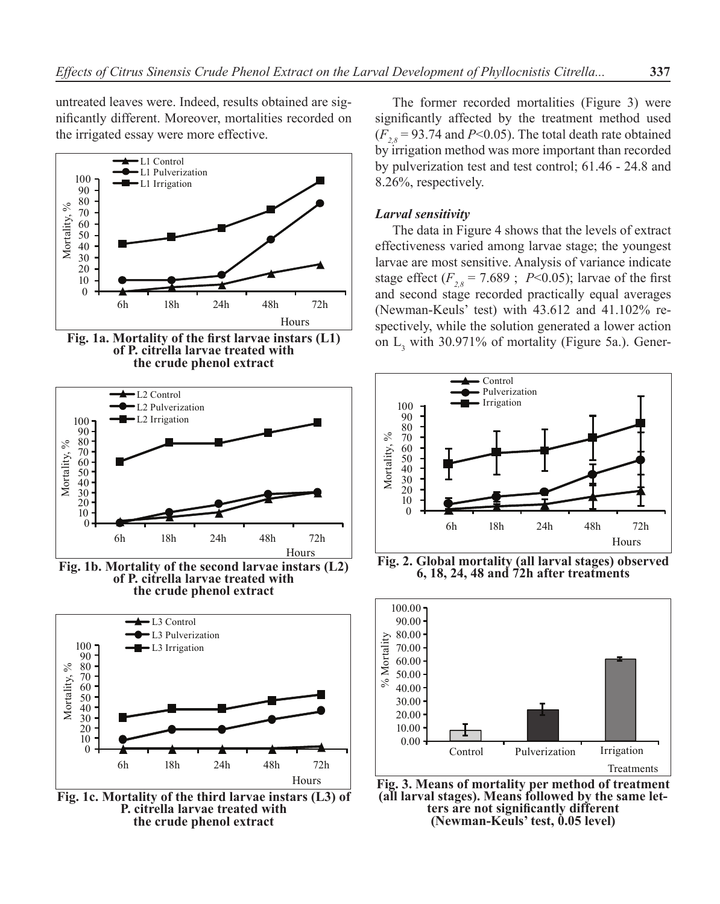untreated leaves were. Indeed, results obtained are significantly different. Moreover, mortalities recorded on the irrigated essay were more effective.

**Fig. 1a. Mortality of the first larvae instars (L1) of P. citrella larvae treated with the crude phenol extract**

**Fig. 1b. Mortality of the second larvae instars (L2) of P. citrella larvae treated with the crude phenol extract**

**Fig. 1c. Mortality of the third larvae instars (L3) of P. citrella larvae treated with the crude phenol extract**

The former recorded mortalities (Figure 3) were significantly affected by the treatment method used ($F_{2,8}$ = 93.74 and $P$<0.05). The total death rate obtained by irrigation method was more important than recorded by pulverization test and test control; 61.46 - 24.8 and 8.26%, respectively.

### *Larval sensitivity*

The data in Figure 4 shows that the levels of extract effectiveness varied among larvae stage; the youngest larvae are most sensitive. Analysis of variance indicate stage effect ($F_{2,8}$ = 7.689 ; $P$<0.05); larvae of the first and second stage recorded practically equal averages (Newman-Keuls' test) with 43.612 and 41.102% respectively, while the solution generated a lower action on $L_3$ with 30.971% of mortality (Figure 5a.). Gener-

**Fig. 2. Global mortality (all larval stages) observed 6, 18, 24, 48 and 72h after treatments**

**Fig. 3. Means of mortality per method of treatment (all larval stages). Means followed by the same letters are not significantly different (Newman-Keuls' test, 0.05 level)**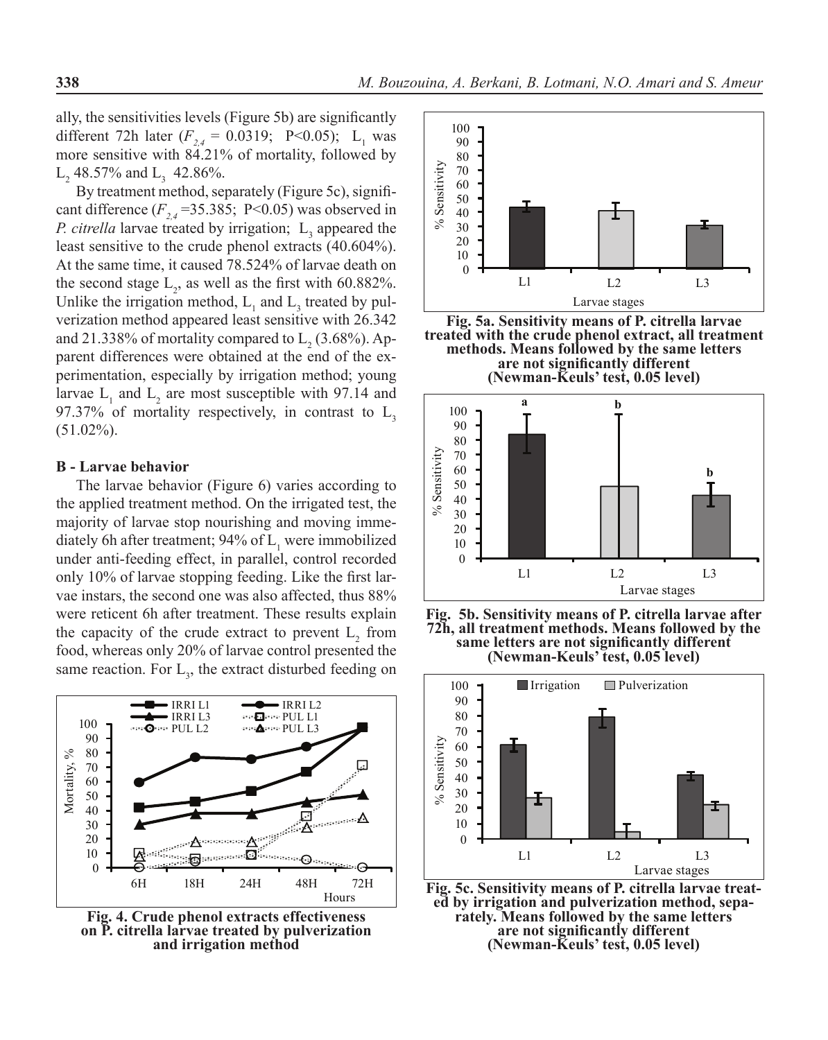ally, the sensitivities levels (Figure 5b) are significantly different 72h later ($F_{2,4}$ = 0.0319; P<0.05); $L_1$ was more sensitive with 84.21% of mortality, followed by $L_2$ 48.57% and $L_3$ 42.86%.

By treatment method, separately (Figure 5c), significant difference ($F_{2,4}$ =35.385; P<0.05) was observed in *P. citrella* larvae treated by irrigation; $L_3$ appeared the least sensitive to the crude phenol extracts (40.604%). At the same time, it caused 78.524% of larvae death on the second stage $L_2$, as well as the first with 60.882%. Unlike the irrigation method, $L_1$ and $L_3$ treated by pulverization method appeared least sensitive with 26.342 and 21.338% of mortality compared to $L_2$ (3.68%). Apparent differences were obtained at the end of the experimentation, especially by irrigation method; young larvae $L_1$ and $L_2$ are most susceptible with 97.14 and 97.37% of mortality respectively, in contrast to $L_3$ (51.02%).

### B - Larvae behavior

The larvae behavior (Figure 6) varies according to the applied treatment method. On the irrigated test, the majority of larvae stop nourishing and moving immediately 6h after treatment; 94% of $L_1$ were immobilized under anti-feeding effect, in parallel, control recorded only 10% of larvae stopping feeding. Like the first larvae instars, the second one was also affected, thus 88% were reticent 6h after treatment. These results explain the capacity of the crude extract to prevent $L_2$ from food, whereas only 20% of larvae control presented the same reaction. For $L_3$, the extract disturbed feeding on

**Fig. 4. Crude phenol extracts effectiveness on P. citrella larvae treated by pulverization and irrigation method**

**Fig. 5a. Sensitivity means of P. citrella larvae treated with the crude phenol extract, all treatment methods. Means followed by the same letters are not significantly different (Newman-Keuls' test, 0.05 level)**

**Fig. 5b. Sensitivity means of P. citrella larvae after 72h, all treatment methods. Means followed by the same letters are not significantly different (Newman-Keuls' test, 0.05 level)**

**Fig. 5c. Sensitivity means of P. citrella larvae treated by irrigation and pulverization method, separately. Means followed by the same letters are not significantly different (Newman-Keuls' test, 0.05 level)**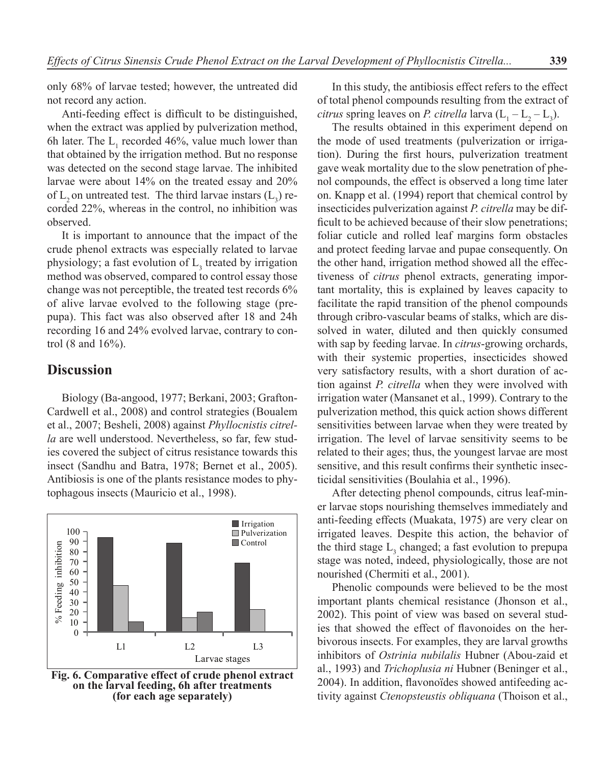only 68% of larvae tested; however, the untreated did not record any action.

Anti-feeding effect is difficult to be distinguished, when the extract was applied by pulverization method, 6h later. The $L_1$ recorded 46%, value much lower than that obtained by the irrigation method. But no response was detected on the second stage larvae. The inhibited larvae were about 14% on the treated essay and 20% of $L_2$ on untreated test. The third larvae instars ($L_3$) recorded 22%, whereas in the control, no inhibition was observed.

It is important to announce that the impact of the crude phenol extracts was especially related to larvae physiology; a fast evolution of $L_3$ treated by irrigation method was observed, compared to control essay those change was not perceptible, the treated test records 6% of alive larvae evolved to the following stage (prepupa). This fact was also observed after 18 and 24h recording 16 and 24% evolved larvae, contrary to control (8 and 16%).

## Discussion

Biology (Ba-angood, 1977; Berkani, 2003; Grafton-Cardwell et al., 2008) and control strategies (Boualem et al., 2007; Besheli, 2008) against *Phyllocnistis citrella* are well understood. Nevertheless, so far, few studies covered the subject of citrus resistance towards this insect (Sandhu and Batra, 1978; Bernet et al., 2005). Antibiosis is one of the plants resistance modes to phytophagous insects (Mauricio et al., 1998).

**Fig. 6. Comparative effect of crude phenol extract on the larval feeding, 6h after treatments (for each age separately)**

In this study, the antibiosis effect refers to the effect of total phenol compounds resulting from the extract of *citrus* spring leaves on *P. citrella* larva ($L_1 - L_2 - L_3$).

The results obtained in this experiment depend on the mode of used treatments (pulverization or irrigation). During the first hours, pulverization treatment gave weak mortality due to the slow penetration of phenol compounds, the effect is observed a long time later on. Knapp et al. (1994) report that chemical control by insecticides pulverization against *P. citrella* may be difficult to be achieved because of their slow penetrations; foliar cuticle and rolled leaf margins form obstacles and protect feeding larvae and pupae consequently. On the other hand, irrigation method showed all the effectiveness of *citrus* phenol extracts, generating important mortality, this is explained by leaves capacity to facilitate the rapid transition of the phenol compounds through cribro-vascular beams of stalks, which are dissolved in water, diluted and then quickly consumed with sap by feeding larvae. In *citrus*-growing orchards, with their systemic properties, insecticides showed very satisfactory results, with a short duration of action against *P. citrella* when they were involved with irrigation water (Mansanet et al., 1999). Contrary to the pulverization method, this quick action shows different sensitivities between larvae when they were treated by irrigation. The level of larvae sensitivity seems to be related to their ages; thus, the youngest larvae are most sensitive, and this result confirms their synthetic insecticidal sensitivities (Boulahia et al., 1996).

After detecting phenol compounds, citrus leaf-miner larvae stops nourishing themselves immediately and anti-feeding effects (Muakata, 1975) are very clear on irrigated leaves. Despite this action, the behavior of the third stage $L_3$ changed; a fast evolution to prepupa stage was noted, indeed, physiologically, those are not nourished (Chermiti et al., 2001).

Phenolic compounds were believed to be the most important plants chemical resistance (Jhonson et al., 2002). This point of view was based on several studies that showed the effect of flavonoides on the herbivorous insects. For examples, they are larval growths inhibitors of *Ostrinia nubilalis* Hubner (Abou-zaid et al., 1993) and *Trichoplusia ni* Hubner (Beninger et al., 2004). In addition, flavonoïdes showed antifeeding activity against *Ctenopsteustis obliquana* (Thoison et al.,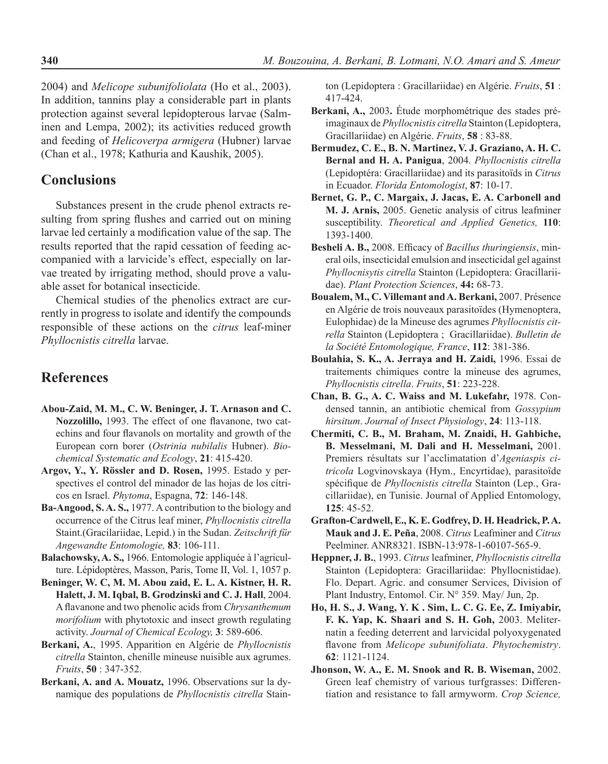2004) and *Melicope subunifoliolata* (Ho et al., 2003). In addition, tannins play a considerable part in plants protection against several lepidopterous larvae (Salminen and Lempa, 2002); its activities reduced growth and feeding of *Helicoverpa armigera* (Hubner) larvae (Chan et al., 1978; Kathuria and Kaushik, 2005).

## Conclusions

Substances present in the crude phenol extracts resulting from spring flushes and carried out on mining larvae led certainly a modification value of the sap. The results reported that the rapid cessation of feeding accompanied with a larvicide's effect, especially on larvae treated by irrigating method, should prove a valuable asset for botanical insecticide.

Chemical studies of the phenolics extract are currently in progress to isolate and identify the compounds responsible of these actions on the *citrus* leaf-miner *Phyllocnistis citrella* larvae.

## References

**Abou-Zaid, M. M., C. W. Beninger, J. T. Arnason and C. Nozzolillo,** 1993. The effect of one flavanone, two catechins and four flavanols on mortality and growth of the European corn borer (*Ostrinia nubilalis* Hubner). *Biochemical Systematic and Ecology*, **21**: 415-420.

**Argov, Y., Y. Rössler and D. Rosen,** 1995. Estado y perspectives el control del minador de las hojas de los cítricos en Israel. *Phytoma*, Espagna, **72**: 146-148.

**Ba-Angood, S. A. S.,** 1977. A contribution to the biology and occurrence of the Citrus leaf miner, *Phyllocnistis citrella* Staint.(Gracilariidae, Lepid.) in the Sudan. *Zeitschrift für Angewandte Entomologie,* **83**: 106-111.

**Balachowsky, A. S.,** 1966. Entomologie appliquée à l'agriculture. Lépidoptères, Masson, Paris, Tome II, Vol. 1, 1057 p.

**Beninger, W. C, M. M. Abou zaid, E. L. A. Kistner, H. R. Halett, J. M. Iqbal, B. Grodzinski and C. J. Hall**, 2004. A flavanone and two phenolic acids from *Chrysanthemum morifolium* with phytotoxic and insect growth regulating activity. *Journal of Chemical Ecology,* **3**: 589-606.

**Berkani, A.**, 1995. Apparition en Algérie de *Phyllocnistis citrella* Stainton, chenille mineuse nuisible aux agrumes. *Fruits*, **50** : 347-352.

**Berkani, A. and A. Mouatz,** 1996. Observations sur la dynamique des populations de *Phyllocnistis citrella* Stainton (Lepidoptera : Gracillariidae) en Algérie. *Fruits*, **51** : 417-424.

**Berkani, A.,** 2003**.** Étude morphométrique des stades préimaginaux de *Phyllocnistis citrella* Stainton (Lepidoptera, Gracillariidae) en Algérie. *Fruits*, **58** : 83-88.

**Bermudez, C. E., B. N. Martinez, V. J. Graziano, A. H. C. Bernal and H. A. Panigua**, 2004. *Phyllocnistis citrella* (Lepidoptéra: Gracillariidae) and its parasitoïds in *Citrus* in Ecuador. *Florida Entomologist*, **87**: 10-17.

**Bernet, G. P., C. Margaix, J. Jacas, E. A. Carbonell and M. J. Arnis,** 2005. Genetic analysis of citrus leafminer susceptibility. *Theoretical and Applied Genetics,* **110**: 1393-1400.

**Besheli A. B.,** 2008. Efficacy of *Bacillus thuringiensis*, mineral oils, insecticidal emulsion and insecticidal gel against *Phyllocnisytis citrella* Stainton (Lepidoptera: Gracillariidae). *Plant Protection Sciences*, **44:** 68-73.

**Boualem, M., C. Villemant and A. Berkani,** 2007. Présence en Algérie de trois nouveaux parasitoïdes (Hymenoptera, Eulophidae) de la Mineuse des agrumes *Phyllocnistis citrella* Stainton (Lepidoptera ; Gracillariidae). *Bulletin de la Société Entomologique, France*, **112**: 381-386.

**Boulahia, S. K., A. Jerraya and H. Zaidi,** 1996. Essai de traitements chimiques contre la mineuse des agrumes, *Phyllocnistis citrella*. *Fruits*, **51**: 223-228.

**Chan, B. G., A. C. Waiss and M. Lukefahr,** 1978. Condensed tannin, an antibiotic chemical from *Gossypium hirsitum*. *Journal of Insect Physiology*, **24**: 113-118.

**Chermiti, C. B., M. Braham, M. Znaidi, H. Gahbiche, B. Messelmani, M. Dali and H. Messelmani,** 2001. Premiers résultats sur l'acclimatation d'*Ageniaspis citricola* Logvinovskaya (Hym., Encyrtidae), parasitoïde spécifique de *Phyllocnistis citrella* Stainton (Lep., Gracillariidae), en Tunisie. Journal of Applied Entomology, **125**: 45-52.

**Grafton-Cardwell, E., K. E. Godfrey, D. H. Headrick, P. A. Mauk and J. E. Peña**, 2008. *Citrus* Leafminer and *Citrus* Peelminer. ANR8321. ISBN-13:978-1-60107-565-9.

**Heppner, J. B.**, 1993. *Citrus* leafminer, *Phyllocnistis citrella* Stainton (Lepidoptera: Gracillariidae: Phyllocnistidae). Flo. Depart. Agric. and consumer Services, Division of Plant Industry, Entomol. Cir. N° 359. May/ Jun, 2p.

**Ho, H. S., J. Wang, Y. K . Sim, L. C. G. Ee, Z. Imiyabir, F. K. Yap, K. Shaari and S. H. Goh,** 2003. Meliternatin a feeding deterrent and larvicidal polyoxygenated flavone from *Melicope subunifoliata*. *Phytochemistry*. **62**: 1121-1124.

**Jhonson, W. A., E. M. Snook and R. B. Wiseman,** 2002. Green leaf chemistry of various turfgrasses: Differentiation and resistance to fall armyworm. *Crop Science,*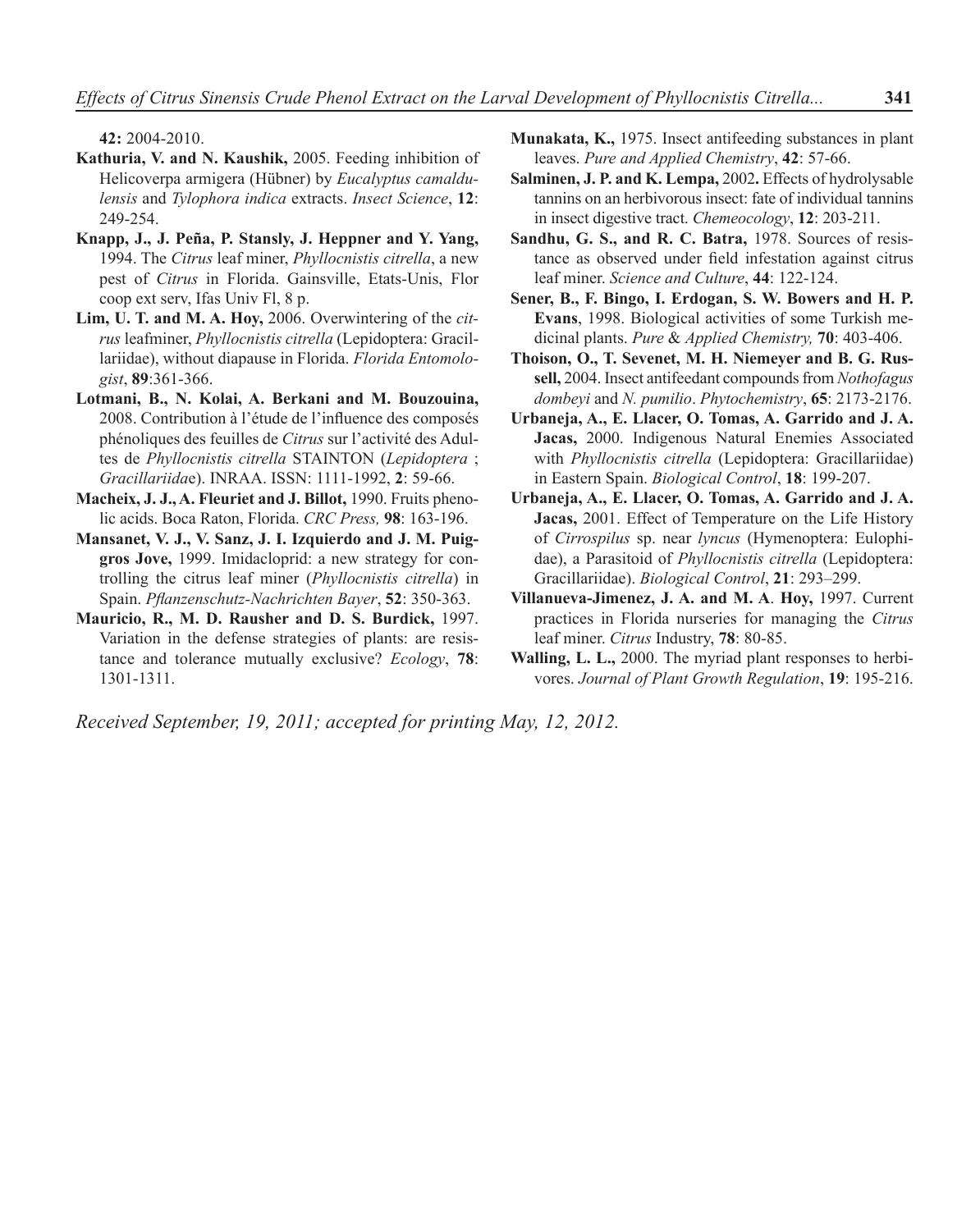**42:** 2004-2010.

**Kathuria, V. and N. Kaushik,** 2005. Feeding inhibition of Helicoverpa armigera (Hübner) by *Eucalyptus camaldulensis* and *Tylophora indica* extracts. *Insect Science*, **12**: 249-254.

**Knapp, J., J. Peña, P. Stansly, J. Heppner and Y. Yang,** 1994. The *Citrus* leaf miner, *Phyllocnistis citrella*, a new pest of *Citrus* in Florida. Gainsville, Etats-Unis, Flor coop ext serv, Ifas Univ Fl, 8 p.

**Lim, U. T. and M. A. Hoy,** 2006. Overwintering of the *citrus* leafminer, *Phyllocnistis citrella* (Lepidoptera: Gracillariidae), without diapause in Florida. *Florida Entomologist*, **89**:361-366.

**Lotmani, B., N. Kolai, A. Berkani and M. Bouzouina,** 2008. Contribution à l'étude de l'influence des composés phénoliques des feuilles de *Citrus* sur l'activité des Adultes de *Phyllocnistis citrella* STAINTON (*Lepidoptera* ; *Gracillariida*e). INRAA. ISSN: 1111-1992, **2**: 59-66.

**Macheix, J. J., A. Fleuriet and J. Billot,** 1990. Fruits phenolic acids. Boca Raton, Florida. *CRC Press,* **98**: 163-196.

**Mansanet, V. J., V. Sanz, J. I. Izquierdo and J. M. Puiggros Jove,** 1999. Imidacloprid: a new strategy for controlling the citrus leaf miner (*Phyllocnistis citrella*) in Spain. *Pflanzenschutz-Nachrichten Bayer*, **52**: 350-363.

**Mauricio, R., M. D. Rausher and D. S. Burdick,** 1997. Variation in the defense strategies of plants: are resistance and tolerance mutually exclusive? *Ecology*, **78**: 1301-1311.

**Munakata, K.,** 1975. Insect antifeeding substances in plant leaves. *Pure and Applied Chemistry*, **42**: 57-66.

**Salminen, J. P. and K. Lempa,** 2002**.** Effects of hydrolysable tannins on an herbivorous insect: fate of individual tannins in insect digestive tract. *Chemeocology*, **12**: 203-211.

**Sandhu, G. S., and R. C. Batra,** 1978. Sources of resistance as observed under field infestation against citrus leaf miner. *Science and Culture*, **44**: 122-124.

**Sener, B., F. Bingo, I. Erdogan, S. W. Bowers and H. P. Evans**, 1998. Biological activities of some Turkish medicinal plants. *Pure* & *Applied Chemistry,* **70**: 403-406.

**Thoison, O., T. Sevenet, M. H. Niemeyer and B. G. Russell,** 2004. Insect antifeedant compounds from *Nothofagus dombeyi* and *N. pumilio*. *Phytochemistry*, **65**: 2173-2176.

**Urbaneja, A., E. Llacer, O. Tomas, A. Garrido and J. A. Jacas,** 2000. Indigenous Natural Enemies Associated with *Phyllocnistis citrella* (Lepidoptera: Gracillariidae) in Eastern Spain. *Biological Control*, **18**: 199-207.

**Urbaneja, A., E. Llacer, O. Tomas, A. Garrido and J. A. Jacas,** 2001. Effect of Temperature on the Life History of *Cirrospilus* sp. near *lyncus* (Hymenoptera: Eulophidae), a Parasitoid of *Phyllocnistis citrella* (Lepidoptera: Gracillariidae). *Biological Control*, **21**: 293–299.

**Villanueva-Jimenez, J. A. and M. A**. **Hoy,** 1997. Current practices in Florida nurseries for managing the *Citrus* leaf miner. *Citrus* Industry, **78**: 80-85.

**Walling, L. L.,** 2000. The myriad plant responses to herbivores. *Journal of Plant Growth Regulation*, **19**: 195-216.

*Received September, 19, 2011; accepted for printing May, 12, 2012.*